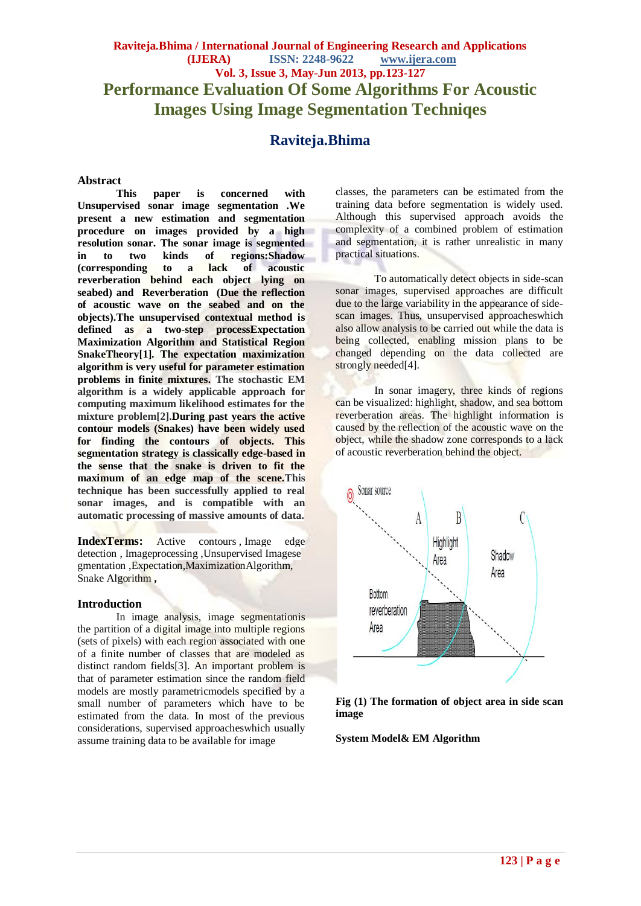# Performance Evaluation Of Some Algorithms For Acoustic Images Using Image Segmentation Techniqes

## Raviteja.Bhima

### Abstract

**This paper is concerned with Unsupervised sonar image segmentation .We present a new estimation and segmentation procedure on images provided by a high resolution sonar. The sonar image is segmented in to two kinds of regions:Shadow (corresponding to a lack of acoustic reverberation behind each object lying on seabed) and Reverberation (Due the reflection of acoustic wave on the seabed and on the objects).The unsupervised contextual method is defined as a two-step processExpectation Maximization Algorithm and Statistical Region SnakeTheory[1]. The expectation maximization algorithm is very useful for parameter estimation problems in finite mixtures. The stochastic EM algorithm is a widely applicable approach for computing maximum likelihood estimates for the mixture problem[2].During past years the active contour models (Snakes) have been widely used for finding the contours of objects. This segmentation strategy is classically edge-based in the sense that the snake is driven to fit the maximum of an edge map of the scene.This technique has been successfully applied to real sonar images, and is compatible with an automatic processing of massive amounts of data.**

**IndexTerms:** Active contours , Image edge detection , Imageprocessing ,Unsupervised Imagesegmentation ,Expectation,MaximizationAlgorithm, Snake Algorithm **,**

### Introduction

In image analysis, image segmentationis the partition of a digital image into multiple regions (sets of pixels) with each region associated with one of a finite number of classes that are modeled as distinct random fields[3]. An important problem is that of parameter estimation since the random field models are mostly parametricmodels specified by a small number of parameters which have to be estimated from the data. In most of the previous considerations, supervised approacheswhich usually assume training data to be available for image classes, the parameters can be estimated from the training data before segmentation is widely used. Although this supervised approach avoids the complexity of a combined problem of estimation and segmentation, it is rather unrealistic in many practical situations.

To automatically detect objects in side-scan sonar images, supervised approaches are difficult due to the large variability in the appearance of side-scan images. Thus, unsupervised approacheswhich also allow analysis to be carried out while the data is being collected, enabling mission plans to be changed depending on the data collected are strongly needed[4].

In sonar imagery, three kinds of regions can be visualized: highlight, shadow, and sea bottom reverberation areas. The highlight information is caused by the reflection of the acoustic wave on the object, while the shadow zone corresponds to a lack of acoustic reverberation behind the object.

**Fig (1) The formation of object area in side scan image**

**System Model& EM Algorithm**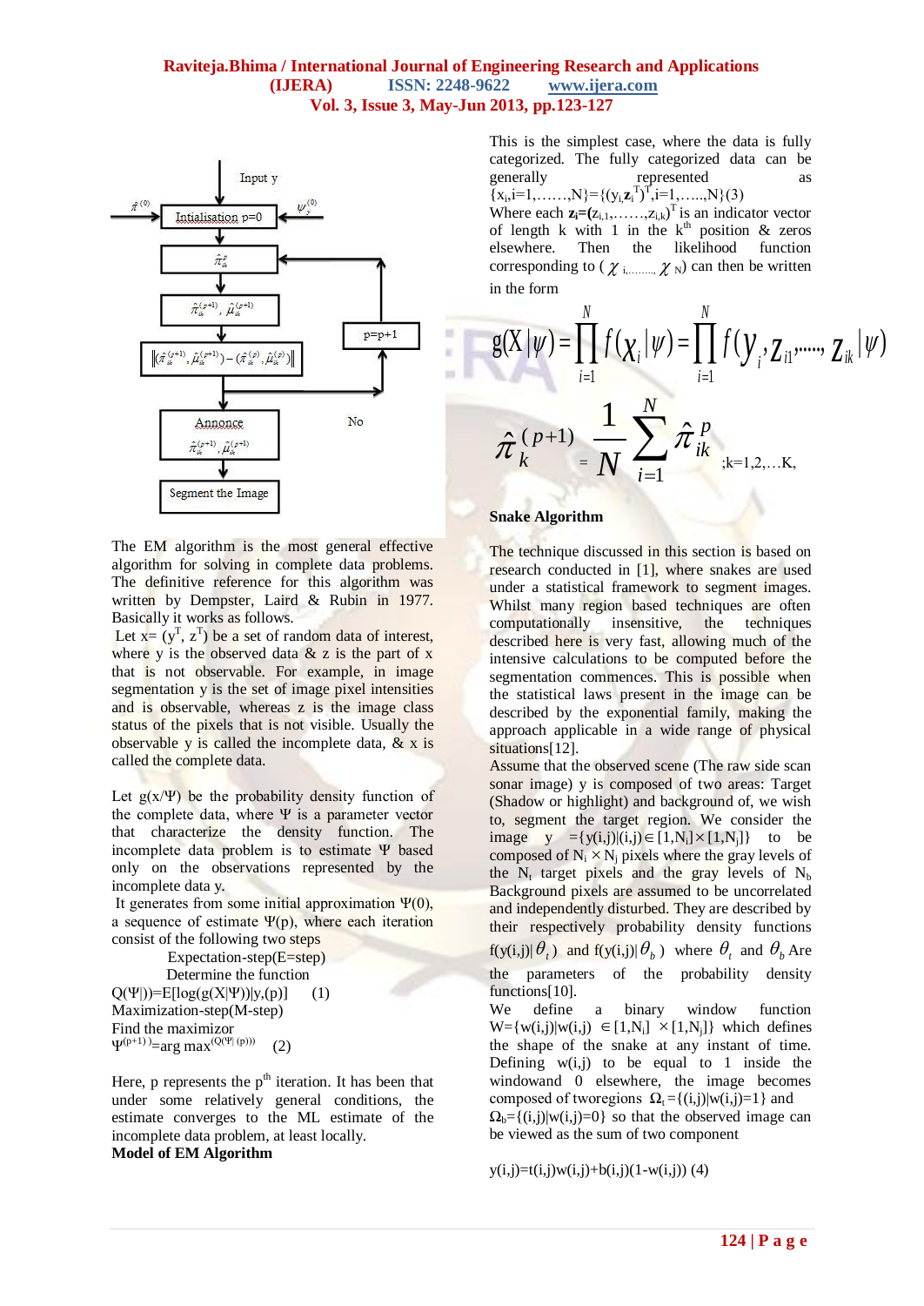The EM algorithm is the most general effective algorithm for solving in complete data problems. The definitive reference for this algorithm was written by Dempster, Laird & Rubin in 1977. Basically it works as follows.

Let x= $(y^T, z^T)$ be a set of random data of interest, where y is the observed data & z is the part of x that is not observable. For example, in image segmentation y is the set of image pixel intensities and is observable, whereas z is the image class status of the pixels that is not visible. Usually the observable y is called the incomplete data, & x is called the complete data.

Let $g(x/\Psi)$ be the probability density function of the complete data, where $\Psi$ is a parameter vector that characterize the density function. The incomplete data problem is to estimate $\Psi$ based only on the observations represented by the incomplete data y.

It generates from some initial approximation $\Psi(0)$, a sequence of estimate $\Psi(p)$, where each iteration consist of the following two steps

Expectation-step(E-step)

Determine the function

$$Q(\Psi|))=E[\log(g(X|\Psi))|y,(p)] \qquad (1)$$

Maximization-step(M-step)

Find the maximizor

$$\Psi^{(p+1)}=\arg\max^{(Q(\Psi|(p)))} \qquad (2)$$

Here, p represents the $p^{th}$ iteration. It has been that under some relatively general conditions, the estimate converges to the ML estimate of the incomplete data problem, at least locally.

**Model of EM Algorithm**

This is the simplest case, where the data is fully categorized. The fully categorized data can be generally represented as $\{x_i, i=1,\ldots\ldots,N\}=\{(y_i,\mathbf{z}_i^T)^T, i=1,\ldots..,N\}$ (3)

Where each $\mathbf{z}_i=(z_{i,1},\ldots\ldots,z_{i,k})^T$ is an indicator vector of length k with 1 in the $k^{th}$ position & zeros elsewhere. Then the likelihood function corresponding to ($\chi_{i,\ldots\ldots,}\ \chi_N$) can then be written in the form

$$g(X|\psi)=\prod_{i=1}^{N} f(\chi_i|\psi)=\prod_{i=1}^{N} f(y_i, z_{i1},\ldots, z_{ik}|\psi)$$

$$\hat{\pi}_k^{(p+1)} = \frac{1}{N}\sum_{i=1}^{N}\hat{\pi}_{ik}^{p} \quad ;k=1,2,\ldots K,$$

**Snake Algorithm**

The technique discussed in this section is based on research conducted in [1], where snakes are used under a statistical framework to segment images. Whilst many region based techniques are often computationally insensitive, the techniques described here is very fast, allowing much of the intensive calculations to be computed before the segmentation commences. This is possible when the statistical laws present in the image can be described by the exponential family, making the approach applicable in a wide range of physical situations[12].

Assume that the observed scene (The raw side scan sonar image) y is composed of two areas: Target (Shadow or highlight) and background of, we wish to, segment the target region. We consider the image $y = \{y(i,j)|(i,j)\in[1,N_i]\times[1,N_j]\}$ to be composed of $N_i \times N_j$ pixels where the gray levels of the $N_t$ target pixels and the gray levels of $N_b$ Background pixels are assumed to be uncorrelated and independently disturbed. They are described by their respectively probability density functions $f(y(i,j)|\theta_t)$ and $f(y(i,j)|\theta_b)$ where $\theta_t$ and $\theta_b$ Are the parameters of the probability density functions[10].

We define a binary window function $W=\{w(i,j)|w(i,j) \in [1,N_i] \times [1,N_j]\}$ which defines the shape of the snake at any instant of time. Defining w(i,j) to be equal to 1 inside the windowand 0 elsewhere, the image becomes composed of tworegions $\Omega_t=\{(i,j)|w(i,j)=1\}$ and $\Omega_b=\{(i,j)|w(i,j)=0\}$ so that the observed image can be viewed as the sum of two component

$$y(i,j)=t(i,j)w(i,j)+b(i,j)(1-w(i,j)) \quad (4)$$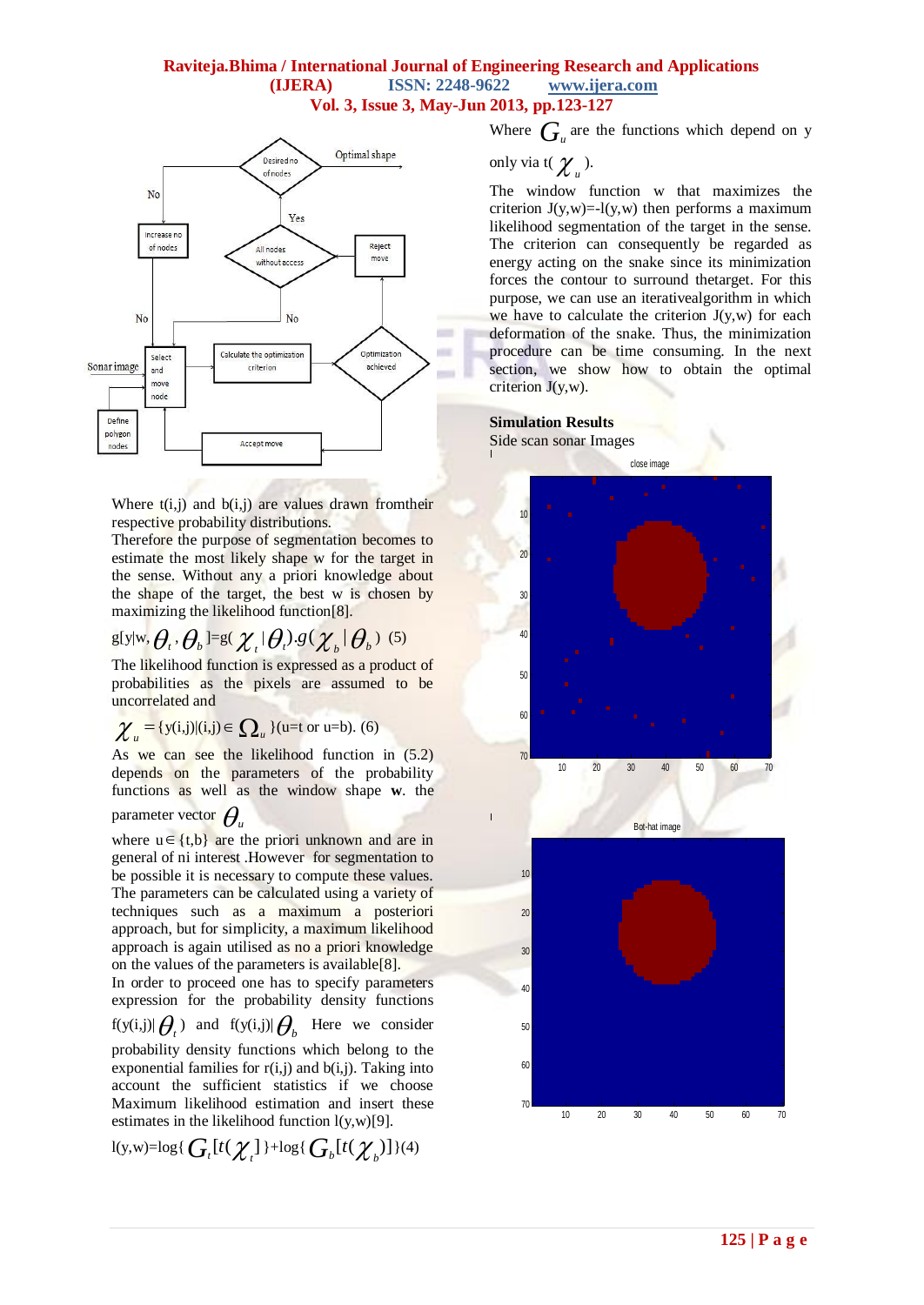Where t(i,j) and b(i,j) are values drawn fromtheir respective probability distributions.

Therefore the purpose of segmentation becomes to estimate the most likely shape w for the target in the sense. Without any a priori knowledge about the shape of the target, the best w is chosen by maximizing the likelihood function[8].

$$g[y|w, \theta_t, \theta_b] = g(\chi_t|\theta_t).g(\chi_b|\theta_b) \quad (5)$$

The likelihood function is expressed as a product of probabilities as the pixels are assumed to be uncorrelated and

$$\chi_u = \{y(i,j)|(i,j) \in \Omega_u\} (u=t \text{ or } u=b). \quad (6)$$

As we can see the likelihood function in (5.2) depends on the parameters of the probability functions as well as the window shape **w**. the parameter vector $\theta_u$

where $u \in \{t,b\}$ are the priori unknown and are in general of ni interest .However for segmentation to be possible it is necessary to compute these values. The parameters can be calculated using a variety of techniques such as a maximum a posteriori approach, but for simplicity, a maximum likelihood approach is again utilised as no a priori knowledge on the values of the parameters is available[8].

In order to proceed one has to specify parameters expression for the probability density functions $f(y(i,j)|\theta_t)$ and $f(y(i,j)|\theta_b$ Here we consider probability density functions which belong to the exponential families for r(i,j) and b(i,j). Taking into account the sufficient statistics if we choose Maximum likelihood estimation and insert these estimates in the likelihood function l(y,w)[9].

$$l(y,w) = \log\{G_t[t(\chi_t]\} + \log\{G_b[t(\chi_b)]\} (4)$$

Where $G_u$ are the functions which depend on y only via $t(\chi_u)$.

The window function w that maximizes the criterion J(y,w)=-l(y,w) then performs a maximum likelihood segmentation of the target in the sense. The criterion can consequently be regarded as energy acting on the snake since its minimization forces the contour to surround thetarget. For this purpose, we can use an iterativealgorithm in which we have to calculate the criterion J(y,w) for each deformation of the snake. Thus, the minimization procedure can be time consuming. In the next section, we show how to obtain the optimal criterion J(y,w).

**Simulation Results**

Side scan sonar Images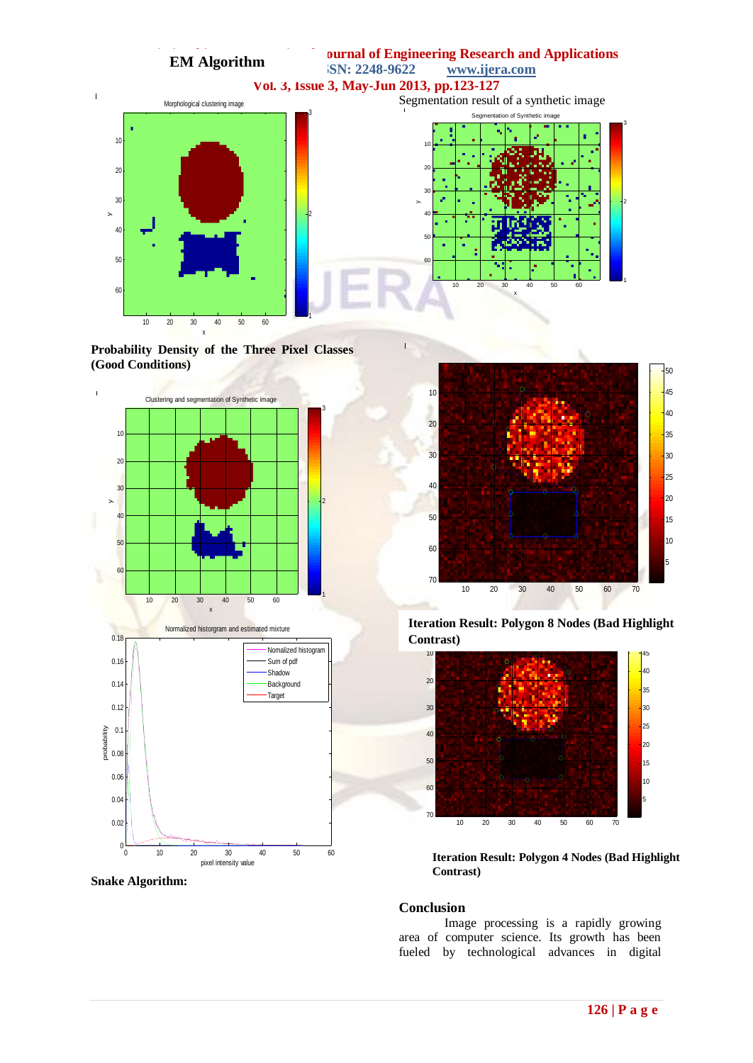**EM Algorithm**

Segmentation result of a synthetic image

**Probability Density of the Three Pixel Classes (Good Conditions)**

**Iteration Result: Polygon 8 Nodes (Bad Highlight Contrast)**

**Iteration Result: Polygon 4 Nodes (Bad Highlight Contrast)**

**Snake Algorithm:**

## Conclusion

Image processing is a rapidly growing area of computer science. Its growth has been fueled by technological advances in digital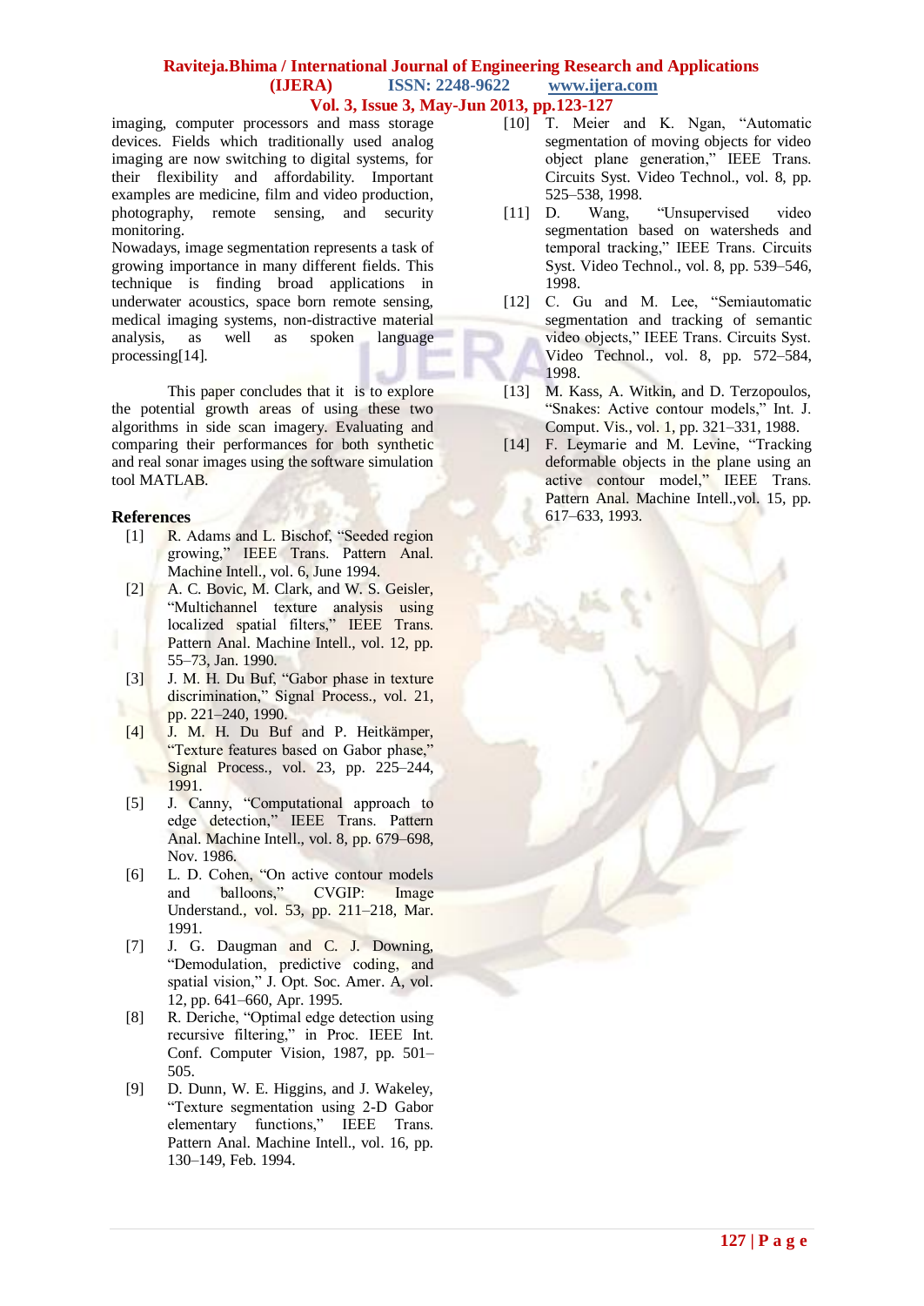imaging, computer processors and mass storage devices. Fields which traditionally used analog imaging are now switching to digital systems, for their flexibility and affordability. Important examples are medicine, film and video production, photography, remote sensing, and security monitoring.

Nowadays, image segmentation represents a task of growing importance in many different fields. This technique is finding broad applications in underwater acoustics, space born remote sensing, medical imaging systems, non-distractive material analysis, as well as spoken language processing[14].

This paper concludes that it is to explore the potential growth areas of using these two algorithms in side scan imagery. Evaluating and comparing their performances for both synthetic and real sonar images using the software simulation tool MATLAB.

## References

[1] R. Adams and L. Bischof, "Seeded region growing," IEEE Trans. Pattern Anal. Machine Intell., vol. 6, June 1994.

[2] A. C. Bovic, M. Clark, and W. S. Geisler, "Multichannel texture analysis using localized spatial filters," IEEE Trans. Pattern Anal. Machine Intell., vol. 12, pp. 55–73, Jan. 1990.

[3] J. M. H. Du Buf, "Gabor phase in texture discrimination," Signal Process., vol. 21, pp. 221–240, 1990.

[4] J. M. H. Du Buf and P. Heitkämper, "Texture features based on Gabor phase," Signal Process., vol. 23, pp. 225–244, 1991.

[5] J. Canny, "Computational approach to edge detection," IEEE Trans. Pattern Anal. Machine Intell., vol. 8, pp. 679–698, Nov. 1986.

[6] L. D. Cohen, "On active contour models and balloons," CVGIP: Image Understand., vol. 53, pp. 211–218, Mar. 1991.

[7] J. G. Daugman and C. J. Downing, "Demodulation, predictive coding, and spatial vision," J. Opt. Soc. Amer. A, vol. 12, pp. 641–660, Apr. 1995.

[8] R. Deriche, "Optimal edge detection using recursive filtering," in Proc. IEEE Int. Conf. Computer Vision, 1987, pp. 501–505.

[9] D. Dunn, W. E. Higgins, and J. Wakeley, "Texture segmentation using 2-D Gabor elementary functions," IEEE Trans. Pattern Anal. Machine Intell., vol. 16, pp. 130–149, Feb. 1994.

[10] T. Meier and K. Ngan, "Automatic segmentation of moving objects for video object plane generation," IEEE Trans. Circuits Syst. Video Technol., vol. 8, pp. 525–538, 1998.

[11] D. Wang, "Unsupervised video segmentation based on watersheds and temporal tracking," IEEE Trans. Circuits Syst. Video Technol., vol. 8, pp. 539–546, 1998.

[12] C. Gu and M. Lee, "Semiautomatic segmentation and tracking of semantic video objects," IEEE Trans. Circuits Syst. Video Technol., vol. 8, pp. 572–584, 1998.

[13] M. Kass, A. Witkin, and D. Terzopoulos, "Snakes: Active contour models," Int. J. Comput. Vis., vol. 1, pp. 321–331, 1988.

[14] F. Leymarie and M. Levine, "Tracking deformable objects in the plane using an active contour model," IEEE Trans. Pattern Anal. Machine Intell.,vol. 15, pp. 617–633, 1993.